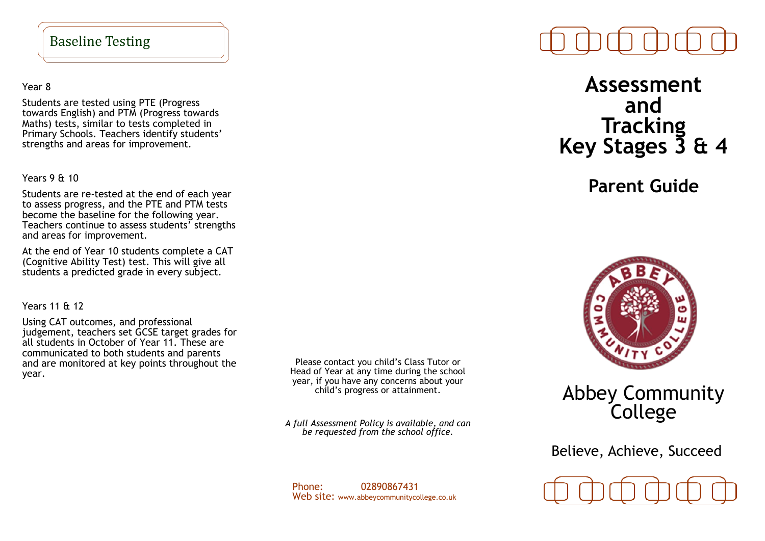## Baseline Testing

Year 8

Students are tested using PTE (Progress towards English) and PTM (Progress towards Maths) tests, similar to tests completed in Primary Schools. Teachers identify students' strengths and areas for improvement.

Years 9 & 10

Students are re-tested at the end of each year to assess progress, and the PTE and PTM tests become the baseline for the following year. Teachers continue to assess students' strengths and areas for improvement.

At the end of Year 10 students complete a CAT (Cognitive Ability Test) test. This will give all students a predicted grade in every subject.

Years 11 & 12

Using CAT outcomes, and professional judgement, teachers set GCSE target grades for all students in October of Year 11. These are communicated to both students and parents and are monitored at key points throughout the year.

Please contact you child's Class Tutor or Head of Year at any time during the school year, if you have any concerns about your child's progress or attainment.

*A full Assessment Policy is available, and can be requested from the school office.*

Phone: 02890867431
Web site: www.abbeycommunitycollege.co.uk

# Assessment and Tracking Key Stages 3 & 4

## Parent Guide

Abbey Community College

Believe, Achieve, Succeed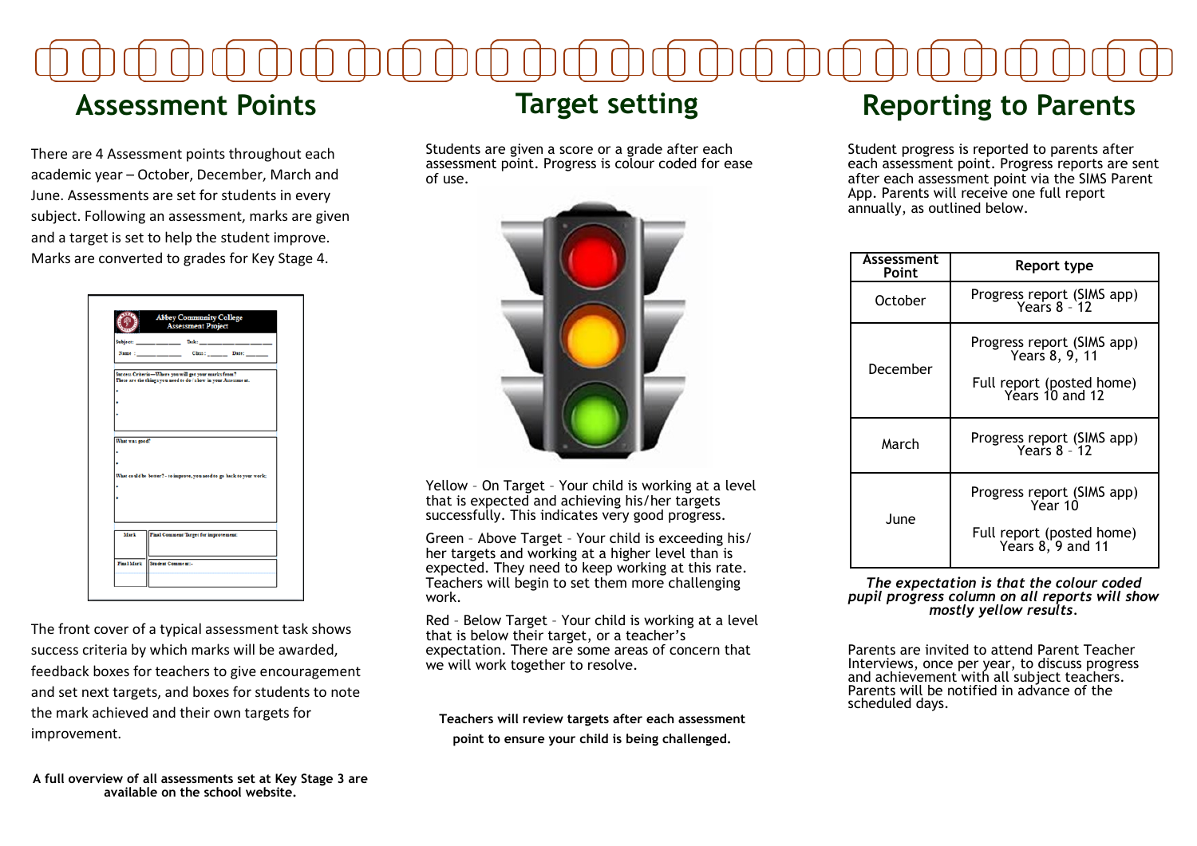## Assessment Points

There are 4 Assessment points throughout each academic year – October, December, March and June. Assessments are set for students in every subject. Following an assessment, marks are given and a target is set to help the student improve. Marks are converted to grades for Key Stage 4.

The front cover of a typical assessment task shows success criteria by which marks will be awarded, feedback boxes for teachers to give encouragement and set next targets, and boxes for students to note the mark achieved and their own targets for improvement.

**A full overview of all assessments set at Key Stage 3 are available on the school website.**

## Target setting

Students are given a score or a grade after each assessment point. Progress is colour coded for ease of use.

Yellow – On Target – Your child is working at a level that is expected and achieving his/her targets successfully. This indicates very good progress.

Green – Above Target – Your child is exceeding his/her targets and working at a higher level than is expected. They need to keep working at this rate. Teachers will begin to set them more challenging work.

Red – Below Target – Your child is working at a level that is below their target, or a teacher's expectation. There are some areas of concern that we will work together to resolve.

**Teachers will review targets after each assessment point to ensure your child is being challenged.**

## Reporting to Parents

Student progress is reported to parents after each assessment point. Progress reports are sent after each assessment point via the SIMS Parent App. Parents will receive one full report annually, as outlined below.

| Assessment Point | Report type |
|---|---|
| October | Progress report (SIMS app) Years 8 - 12 |
| December | Progress report (SIMS app) Years 8, 9, 11<br>Full report (posted home) Years 10 and 12 |
| March | Progress report (SIMS app) Years 8 - 12 |
| June | Progress report (SIMS app) Year 10<br>Full report (posted home) Years 8, 9 and 11 |

***The expectation is that the colour coded pupil progress column on all reports will show mostly yellow results.***

Parents are invited to attend Parent Teacher Interviews, once per year, to discuss progress and achievement with all subject teachers. Parents will be notified in advance of the scheduled days.